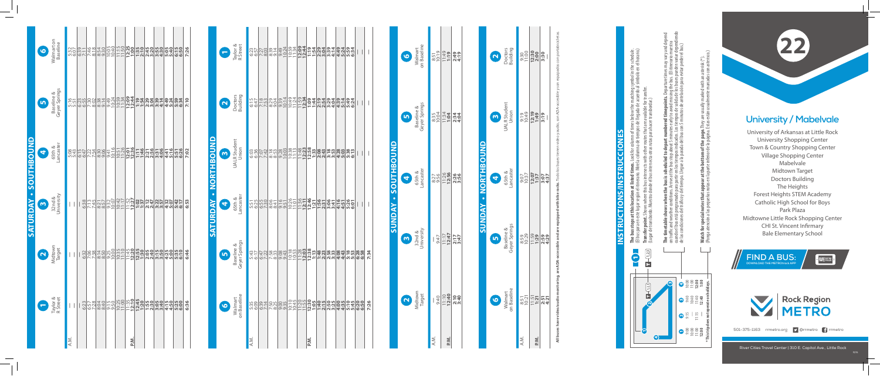# 22

## University / Mabelvale

University of Arkansas at Little Rock
University Shopping Center
Town & Country Shopping Center
Village Shopping Center
Mabelvale
Midtown Target
Doctors Building
The Heights
Forest Heights STEM Academy
Catholic High School for Boys
Park Plaza
Midtown Little Rock Shopping Center
CHI St. Vincent Infirmary
Bale Elementary School

**FIND A BUS:** DOWNLOAD THE METROtrack APP

**Rock Region METRO**

501-375-1163 rrmetro.org @rrmetro rrmetro

River Cities Travel Center | 310 E. Capitol Ave., Little Rock

## SATURDAY • SOUTHBOUND

| | 1 Taylor & R Street | 2 Midtown Target | 3 32nd & University | 4 65th & Lancaster | 5 Baseline & Geyer Springs | 6 Walmart on Baseline |
|---|---|---|---|---|---|---|
| A.M. | — | — | — | 5:08 | 5:16 | 5:32 |
| | — | — | — | 5:43 | 5:51 | 6:07 |
| | — | — | — | 6:15 | 6:23 | 6:39 |
| | 6:23 | 6:32 | 6:38 | 6:47 | 6:55 | 7:11 |
| | 6:57 | 7:06 | 7:13 | 7:22 | 7:27 | 7:46 |
| | 7:28 | 7:38 | 7:45 | 7:54 | 8:02 | 8:18 |
| | 8:04 | 8:14 | 8:21 | 8:30 | 8:38 | 8:54 |
| | 8:40 | 8:50 | 8:57 | 9:06 | 9:14 | 9:30 |
| | 9:15 | 9:25 | 9:32 | 9:41 | 9:49 | 10:05 |
| | 9:50 | 10:00 | 10:07 | 10:16 | 10:24 | 10:40 |
| | 10:25 | 10:35 | 10:42 | 10:51 | 10:59 | 11:15 |
| | 11:00 | 11:10 | 11:17 | 11:26 | 11:34 | 11:50 |
| | 11:35 | 11:45 | 11:52 | **12:01** | **12:09** | **12:25** |
| P.M. | **12:10** | **12:20** | **12:27** | **12:36** | **12:44** | **1:00** |
| | **12:45** | **12:55** | **1:02** | **1:11** | **1:19** | **1:35** |
| | **1:20** | **1:30** | **1:37** | **1:46** | **1:54** | **2:10** |
| | **1:55** | **2:05** | **2:12** | **2:21** | **2:29** | **2:45** |
| | **2:30** | **2:40** | **2:47** | **2:56** | **3:04** | **3:20** |
| | **3:05** | **3:15** | **3:22** | **3:31** | **3:39** | **3:55** |
| | **3:40** | **3:50** | **3:57** | **4:06** | **4:14** | **4:30** |
| | **4:15** | **4:25** | **4:32** | **4:41** | **4:49** | **5:05** |
| | **4:50** | **5:00** | **5:07** | **5:16** | **5:24** | **5:40** |
| | **5:25** | **5:35** | **5:42** | **5:51** | **5:59** | **6:15** |
| | **6:00** | **6:10** | **6:17** | **6:26** | **6:34** | **6:50** |
| | **6:36** | **6:46** | **6:53** | **7:02** | **7:10** | **7:26** |

## SATURDAY • NORTHBOUND

| | 6 Walmart on Baseline | 5 Baseline & Geyer Springs | 4 65th & Lancaster | 3 UALR Student Union | 2 Doctors Building | 1 Taylor & R Street |
|---|---|---|---|---|---|---|
| A.M. | 5:35 | 5:43 | 5:51 | 6:03 | 6:15 | 6:23 |
| | 6:09 | 6:17 | 6:25 | 6:36 | 6:47 | 6:57 |
| | 6:39 | 6:47 | 6:55 | 7:07 | 7:22 | 7:27 |
| | 7:14 | 7:22 | 7:30 | 7:42 | 7:53 | 8:03 |
| | 7:50 | 7:58 | 8:06 | 8:18 | 8:29 | 8:39 |
| | 8:25 | 8:33 | 8:41 | 8:53 | 9:04 | 9:14 |
| | 9:00 | 9:08 | 9:16 | 9:28 | 9:39 | 9:49 |
| | 9:35 | 9:43 | 9:51 | 10:03 | 10:14 | 10:24 |
| | 10:10 | 10:18 | 10:26 | 10:38 | 10:49 | 10:59 |
| | 10:45 | 10:53 | 11:01 | 11:13 | 11:24 | 11:34 |
| | 11:20 | 11:28 | 11:36 | 11:48 | 11:59 | **12:09** |
| | 11:55 | **12:03** | **12:11** | **12:23** | **12:34** | **12:44** |
| P.M. | **12:30** | **12:38** | **12:46** | **12:58** | **1:09** | **1:19** |
| | **1:05** | **1:13** | **1:21** | **1:33** | **1:44** | **1:54** |
| | **1:40** | **1:48** | **1:56** | **2:08** | **2:19** | **2:29** |
| | **2:15** | **2:23** | **2:31** | **2:43** | **2:54** | **3:04** |
| | **2:50** | **2:58** | **3:06** | **3:18** | **3:29** | **3:39** |
| | **3:25** | **3:33** | **3:41** | **3:53** | **4:04** | **4:14** |
| | **4:00** | **4:08** | **4:16** | **4:28** | **4:39** | **4:49** |
| | **4:35** | **4:43** | **4:51** | **5:03** | **5:14** | **5:24** |
| | **5:10** | **5:18** | **5:26** | **5:38** | **5:49** | **5:59** |
| | **5:45** | **5:53** | **6:01** | **6:13** | **6:24** | **6:34** |
| | **6:20** | **6:28** | — | — | — | — |
| | **6:50** | **6:58** | — | — | — | — |
| | **7:26** | **7:34** | — | — | — | — |

## SUNDAY • SOUTHBOUND

| | 2 Midtown Target | 3 32nd & University | 4 65th & Lancaster | 5 Baseline & Geyer Springs | 6 Walmart on Baseline |
|---|---|---|---|---|---|
| A.M. | — | — | 8:27 | 8:35 | 8:51 |
| | 9:40 | 9:47 | 9:56 | 10:04 | 10:19 |
| | 11:10 | 11:17 | 11:26 | 11:34 | 11:49 |
| P.M. | **12:40** | **12:47** | **12:56** | **1:04** | **1:19** |
| | **2:10** | **2:17** | **2:26** | **2:34** | **2:49** |
| | **3:40** | **3:47** | **3:56** | **4:04** | **4:19** |

## SUNDAY • NORTHBOUND

| | 6 Walmart on Baseline | 5 Baseline & Geyer Springs | 4 65th & Lancaster | 3 UALR Student Union | 2 Doctors Building |
|---|---|---|---|---|---|
| A.M. | 8:51 | 8:59 | 9:07 | 9:19 | 9:30 |
| | 10:21 | 10:29 | 10:37 | 10:49 | 11:00 |
| | 11:51 | 11:59 | **12:07** | **12:19** | **12:30** |
| P.M. | **1:21** | **1:29** | **1:37** | **1:49** | **2:00** |
| | **2:51** | **2:59** | **3:07** | **3:19** | **3:30** |
| | **4:21** | **4:29** | **4:37** | — | — |

All buses have video/audio monitoring, are ADA-accessible and are equipped with bike racks. Todos los buses tienen video y audio, son ADA-accesible y están equipados con portabicicletas.

## INSTRUCTIONS/INSTRUCCIONES

**The bus stops at this location at listed times.** Look for column of times below the matching symbol in the schedule. (El bus para en este lugar según el itinerario. Mira la columna de tiempos de llegada de acuerdo al símbolo en el horario.)

**Transfer point.** Shows where this bus intersects with other routes that are available for transfer. (Lugar de transbordo. Muestra donde el bus intersecta otras rutas para hacer transbordar.)

**The timetable shows where the bus is scheduled to depart numbered timepoints.** Departure times may vary and depend on traffic and weather conditions. Arrive at the bus stop about 5 minutes early to avoid missing the bus. (El itinerario muestra cuando el bus está programado para partir en los tiempos indicados. Los tiempos de salida de los buses pueden variar dependiendo de las condiciones del tráfico y del tiempo. Llegar a la parada del bus con 5 minutos de antelación para evitar perder el bus.)

**Watch for special notes that appear at the bottom of the page.** They are usually marked with an asterisk (*). (Ponga atención a las pequeñas notas en la parte inferior de la página. Estas están usualmente marcadas con asterisco.)

* This trip does not operate on holidays.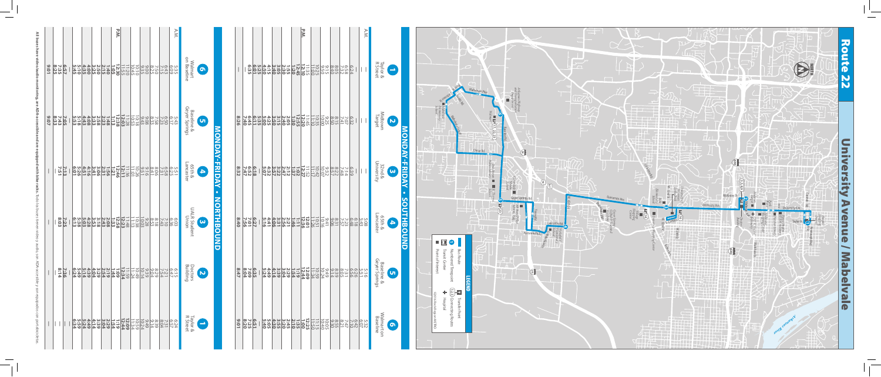# Route 22 University Avenue / Mabelvale

**LEGEND**

- Bus Route
- Numbered Timepoint
- Transit Center
- Point of Interest
- Transfer Point
- Connecting Routes
- Hospital

## MONDAY-FRIDAY • SOUTHBOUND

| | 1 Taylor & R Street | 2 Midtown Target | 3 32nd & University | 4 65th & Lancaster | 5 Baseline & Geyer Springs | 6 Walmart on Baseline |
|---|---|---|---|---|---|---|
| A.M. | — | — | — | 5:08 | 5:16 | 5:32 |
| | — | — | — | 5:43 | 5:51 | 6:07 |
| | — | — | 6:09 | 6:18 | 6:26 | 6:42 |
| | 6:24 | 6:32 | 6:39 | 6:48 | 6:56 | 7:10 |
| | 6:54 | 7:02 | 7:14 | 7:28 | 7:36 | 7:52 |
| | 7:32 | 7:41 | 7:48 | 7:57 | 8:05 | 8:21 |
| | 8:05 | 8:15 | 8:22 | 8:31 | 8:39 | 8:55 |
| | 8:40 | 8:50 | 8:57 | 9:06 | 9:14 | 9:30 |
| | 9:15 | 9:25 | 9:32 | 9:41 | 9:49 | 10:05 |
| | 9:50 | 10:00 | 10:07 | 10:16 | 10:24 | 10:40 |
| | 10:25 | 10:35 | 10:42 | 10:51 | 10:59 | 11:15 |
| | 11:00 | 11:10 | 11:17 | 11:26 | 11:34 | 11:50 |
| | 11:35 | 11:45 | 11:52 | 12:01 | 12:09 | 12:25 |
| P.M. | 12:10 | 12:20 | 12:27 | 12:36 | 12:44 | 1:00 |
| | 12:45 | 12:55 | 1:02 | 1:11 | 1:19 | 1:35 |
| | 1:20 | 1:30 | 1:37 | 1:46 | 1:54 | 2:10 |
| | 1:55 | 2:05 | 2:12 | 2:21 | 2:29 | 2:45 |
| | 2:30 | 2:40 | 2:47 | 2:56 | 3:04 | 3:20 |
| | 3:05 | 3:15 | 3:22 | 3:31 | 3:39 | 3:55 |
| | 3:40 | 3:50 | 3:57 | 4:06 | 4:14 | 4:30 |
| | 4:15 | 4:25 | 4:32 | 4:41 | 4:49 | 5:05 |
| | 4:50 | 5:00 | 5:07 | 5:16 | 5:24 | 5:40 |
| | 5:25 | 5:35 | — | — | — | — |
| | 6:01 | 6:11 | 6:18 | 6:27 | 6:35 | 6:51 |
| | 6:35 | 6:45 | 6:52 | 7:01 | 7:09 | 7:25 |
| | — | 7:40 | 7:47 | 7:56 | 8:04 | 8:20 |
| | — | 8:26 | 8:32 | 8:40 | 8:47 | 9:01 |

## MONDAY-FRIDAY • NORTHBOUND

| | 6 Walmart on Baseline | 5 Baseline & Geyer Springs | 4 65th & Lancaster | 3 UALR Student Union | 2 Doctors Building | 1 Taylor & R Street |
|---|---|---|---|---|---|---|
| A.M. | 5:35 | 5:43 | 5:51 | 6:03 | 6:15 | 6:24 |
| | 6:09 | 6:17 | 6:25 | 6:36 | 6:47 | 6:57 |
| | 6:43 | 6:51 | 6:58 | 7:10 | 7:21 | 7:31 |
| | 7:15 | 7:23 | 7:31 | 7:43 | 7:54 | 8:04 |
| | 7:50 | 7:58 | 8:06 | 8:18 | 8:29 | 8:39 |
| | 8:25 | 8:33 | 8:41 | 8:53 | 9:04 | 9:14 |
| | 9:00 | 9:08 | 9:16 | 9:28 | 9:39 | 9:49 |
| | 9:35 | 9:43 | 9:51 | 10:03 | 10:14 | 10:24 |
| | 10:10 | 10:18 | 10:26 | 10:38 | 10:49 | 10:59 |
| | 10:45 | 10:53 | 11:01 | 11:13 | 11:24 | 11:34 |
| | 11:20 | 11:28 | 11:36 | 11:48 | 11:59 | 12:09 |
| | 11:55 | 12:03 | 12:11 | 12:23 | 12:34 | 12:44 |
| P.M. | 12:30 | 12:38 | 12:46 | 12:58 | 1:09 | 1:19 |
| | 1:05 | 1:13 | 1:21 | 1:33 | 1:44 | 1:54 |
| | 1:40 | 1:48 | 1:56 | 2:08 | 2:19 | 2:29 |
| | 2:15 | 2:23 | 2:31 | 2:43 | 2:54 | 3:04 |
| | 2:50 | 2:58 | 3:06 | 3:18 | 3:29 | 3:39 |
| | 3:25 | 3:33 | 3:41 | 3:53 | 4:04 | 4:14 |
| | 4:00 | 4:08 | 4:16 | 4:28 | 4:39 | 4:49 |
| | 4:35 | 4:43 | 4:51 | 5:03 | 5:14 | 5:24 |
| | 5:10 | 5:18 | 5:26 | 5:38 | 5:49 | 5:59 |
| | 5:45 | 5:53 | 6:01 | 6:13 | 6:24 | 6:34 |
| | — | — | — | — | — | — |
| | 6:57 | 7:05 | 7:13 | 7:25 | 7:36 | — |
| | 7:35 | 7:43 | 7:51 | 8:03 | 8:14 | — |
| | 8:25 | 8:33 | — | — | — | — |
| | 9:01 | 9:07 | — | — | — | — |

All buses have video/audio monitoring, are ADA-accessible and are equipped with bike racks. Todos los buses tienen video y audio, son ADA-accesible y son equipados con portabicicletas.